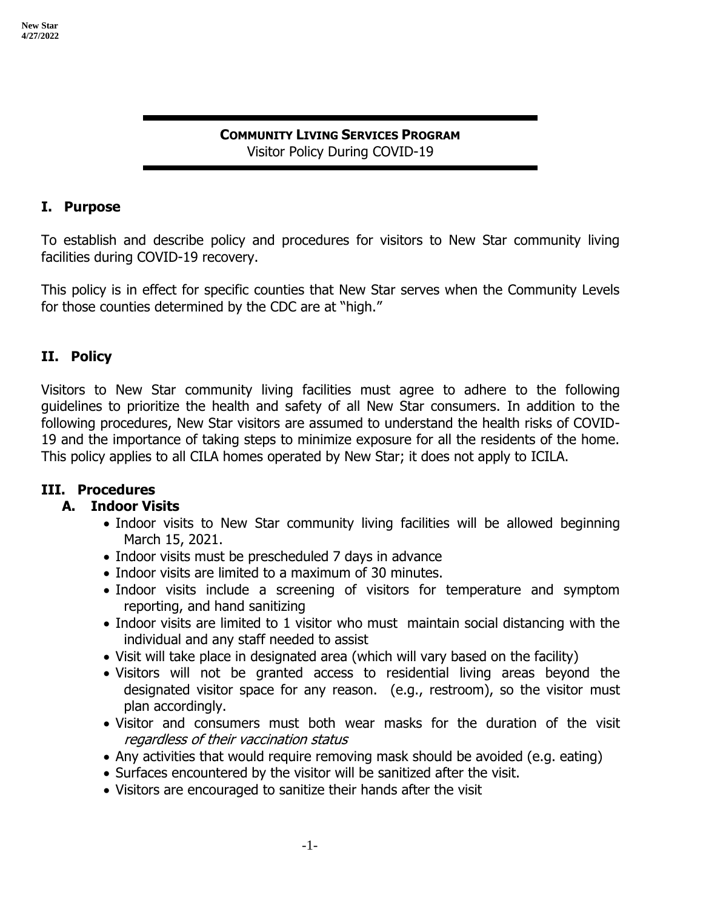**COMMUNITY LIVING SERVICES PROGRAM**
Visitor Policy During COVID-19

## I. Purpose

To establish and describe policy and procedures for visitors to New Star community living facilities during COVID-19 recovery.

This policy is in effect for specific counties that New Star serves when the Community Levels for those counties determined by the CDC are at "high."

## II. Policy

Visitors to New Star community living facilities must agree to adhere to the following guidelines to prioritize the health and safety of all New Star consumers. In addition to the following procedures, New Star visitors are assumed to understand the health risks of COVID-19 and the importance of taking steps to minimize exposure for all the residents of the home. This policy applies to all CILA homes operated by New Star; it does not apply to ICILA.

## III. Procedures

### A. Indoor Visits

- Indoor visits to New Star community living facilities will be allowed beginning March 15, 2021.
- Indoor visits must be prescheduled 7 days in advance
- Indoor visits are limited to a maximum of 30 minutes.
- Indoor visits include a screening of visitors for temperature and symptom reporting, and hand sanitizing
- Indoor visits are limited to 1 visitor who must maintain social distancing with the individual and any staff needed to assist
- Visit will take place in designated area (which will vary based on the facility)
- Visitors will not be granted access to residential living areas beyond the designated visitor space for any reason. (e.g., restroom), so the visitor must plan accordingly.
- Visitor and consumers must both wear masks for the duration of the visit *regardless of their vaccination status*
- Any activities that would require removing mask should be avoided (e.g. eating)
- Surfaces encountered by the visitor will be sanitized after the visit.
- Visitors are encouraged to sanitize their hands after the visit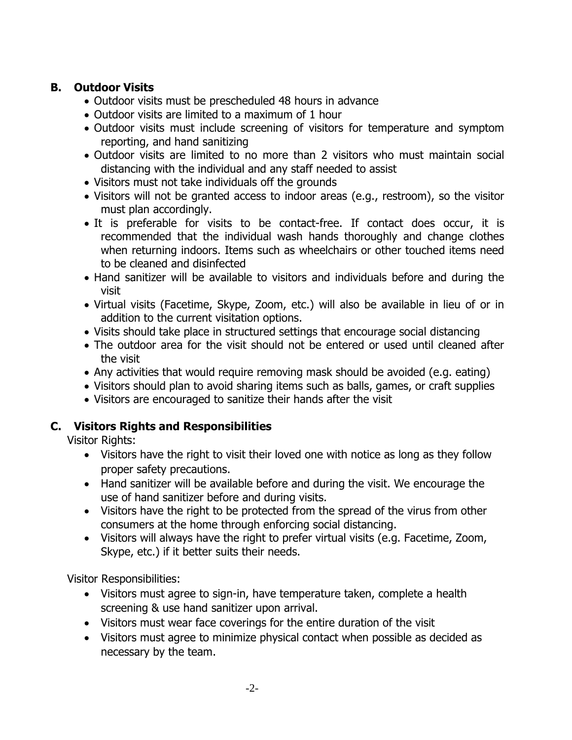## B. Outdoor Visits

- Outdoor visits must be prescheduled 48 hours in advance
- Outdoor visits are limited to a maximum of 1 hour
- Outdoor visits must include screening of visitors for temperature and symptom reporting, and hand sanitizing
- Outdoor visits are limited to no more than 2 visitors who must maintain social distancing with the individual and any staff needed to assist
- Visitors must not take individuals off the grounds
- Visitors will not be granted access to indoor areas (e.g., restroom), so the visitor must plan accordingly.
- It is preferable for visits to be contact-free. If contact does occur, it is recommended that the individual wash hands thoroughly and change clothes when returning indoors. Items such as wheelchairs or other touched items need to be cleaned and disinfected
- Hand sanitizer will be available to visitors and individuals before and during the visit
- Virtual visits (Facetime, Skype, Zoom, etc.) will also be available in lieu of or in addition to the current visitation options.
- Visits should take place in structured settings that encourage social distancing
- The outdoor area for the visit should not be entered or used until cleaned after the visit
- Any activities that would require removing mask should be avoided (e.g. eating)
- Visitors should plan to avoid sharing items such as balls, games, or craft supplies
- Visitors are encouraged to sanitize their hands after the visit

## C. Visitors Rights and Responsibilities

Visitor Rights:

- Visitors have the right to visit their loved one with notice as long as they follow proper safety precautions.
- Hand sanitizer will be available before and during the visit. We encourage the use of hand sanitizer before and during visits.
- Visitors have the right to be protected from the spread of the virus from other consumers at the home through enforcing social distancing.
- Visitors will always have the right to prefer virtual visits (e.g. Facetime, Zoom, Skype, etc.) if it better suits their needs.

Visitor Responsibilities:

- Visitors must agree to sign-in, have temperature taken, complete a health screening & use hand sanitizer upon arrival.
- Visitors must wear face coverings for the entire duration of the visit
- Visitors must agree to minimize physical contact when possible as decided as necessary by the team.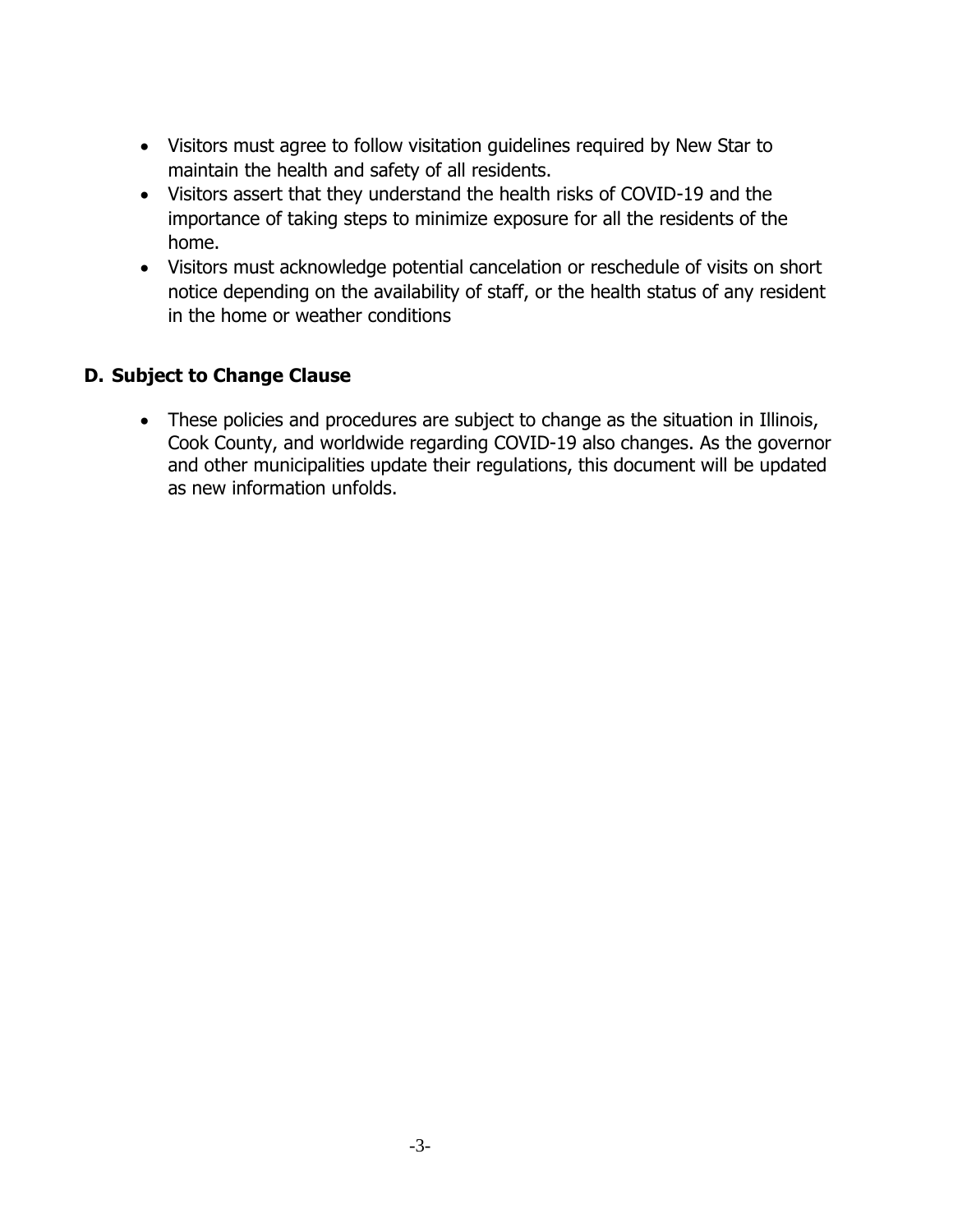- Visitors must agree to follow visitation guidelines required by New Star to maintain the health and safety of all residents.
- Visitors assert that they understand the health risks of COVID-19 and the importance of taking steps to minimize exposure for all the residents of the home.
- Visitors must acknowledge potential cancelation or reschedule of visits on short notice depending on the availability of staff, or the health status of any resident in the home or weather conditions

## D. Subject to Change Clause

- These policies and procedures are subject to change as the situation in Illinois, Cook County, and worldwide regarding COVID-19 also changes. As the governor and other municipalities update their regulations, this document will be updated as new information unfolds.